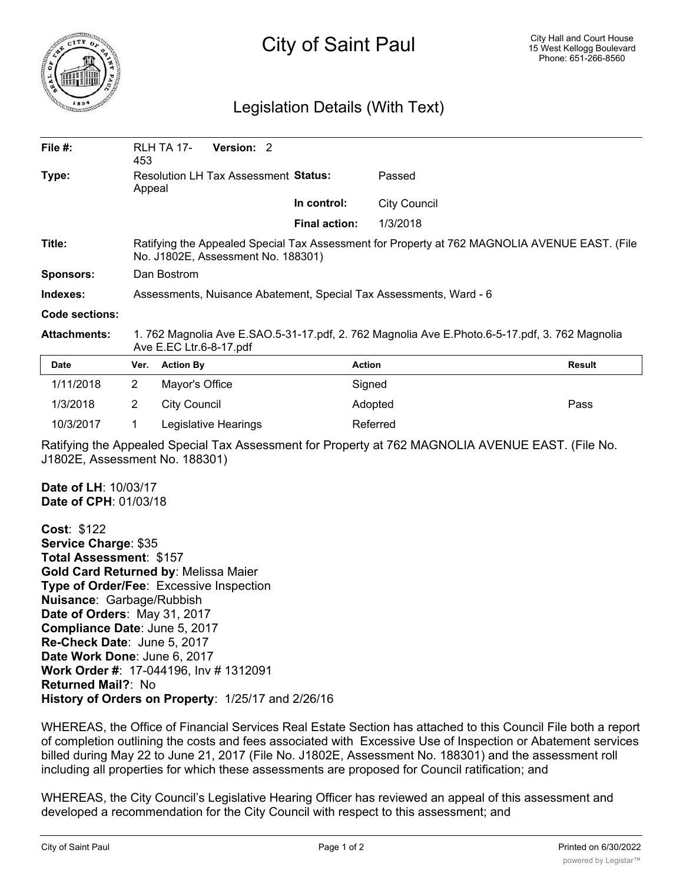# City of Saint Paul

City Hall and Court House
15 West Kellogg Boulevard
Phone: 651-266-8560

## Legislation Details (With Text)

| | | | |
|---|---|---|---|
| **File #:** | RLH TA 17-453 **Version:** 2 | | |
| **Type:** | Resolution LH Tax Assessment Appeal | **Status:** | Passed |
| | | **In control:** | City Council |
| | | **Final action:** | 1/3/2018 |
| **Title:** | Ratifying the Appealed Special Tax Assessment for Property at 762 MAGNOLIA AVENUE EAST. (File No. J1802E, Assessment No. 188301) | | |
| **Sponsors:** | Dan Bostrom | | |
| **Indexes:** | Assessments, Nuisance Abatement, Special Tax Assessments, Ward - 6 | | |
| **Code sections:** | | | |
| **Attachments:** | 1. 762 Magnolia Ave E.SAO.5-31-17.pdf, 2. 762 Magnolia Ave E.Photo.6-5-17.pdf, 3. 762 Magnolia Ave E.EC Ltr.6-8-17.pdf | | |

| Date | Ver. | Action By | Action | Result |
|---|---|---|---|---|
| 1/11/2018 | 2 | Mayor's Office | Signed | |
| 1/3/2018 | 2 | City Council | Adopted | Pass |
| 10/3/2017 | 1 | Legislative Hearings | Referred | |

Ratifying the Appealed Special Tax Assessment for Property at 762 MAGNOLIA AVENUE EAST. (File No. J1802E, Assessment No. 188301)

**Date of LH**: 10/03/17
**Date of CPH**: 01/03/18

**Cost**: $122
**Service Charge**: $35
**Total Assessment**: $157
**Gold Card Returned by**: Melissa Maier
**Type of Order/Fee**: Excessive Inspection
**Nuisance**: Garbage/Rubbish
**Date of Orders**: May 31, 2017
**Compliance Date**: June 5, 2017
**Re-Check Date**: June 5, 2017
**Date Work Done**: June 6, 2017
**Work Order #**: 17-044196, Inv # 1312091
**Returned Mail?**: No
**History of Orders on Property**: 1/25/17 and 2/26/16

WHEREAS, the Office of Financial Services Real Estate Section has attached to this Council File both a report of completion outlining the costs and fees associated with Excessive Use of Inspection or Abatement services billed during May 22 to June 21, 2017 (File No. J1802E, Assessment No. 188301) and the assessment roll including all properties for which these assessments are proposed for Council ratification; and

WHEREAS, the City Council's Legislative Hearing Officer has reviewed an appeal of this assessment and developed a recommendation for the City Council with respect to this assessment; and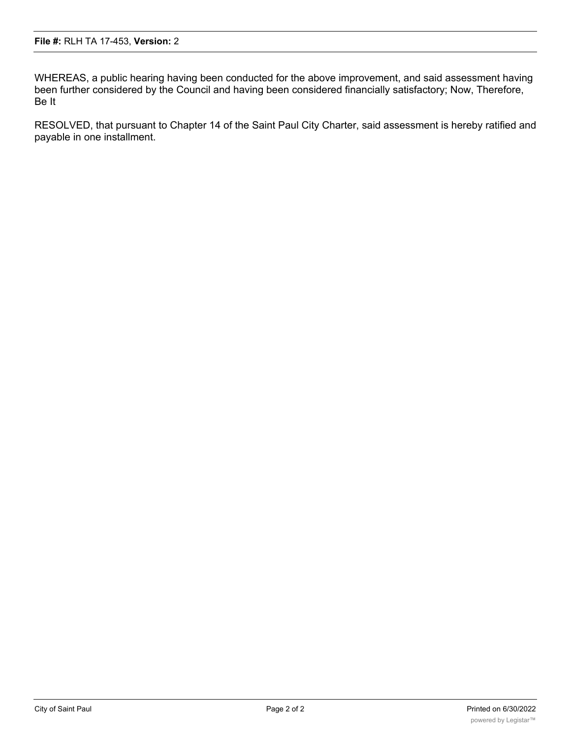WHEREAS, a public hearing having been conducted for the above improvement, and said assessment having been further considered by the Council and having been considered financially satisfactory; Now, Therefore, Be It

RESOLVED, that pursuant to Chapter 14 of the Saint Paul City Charter, said assessment is hereby ratified and payable in one installment.